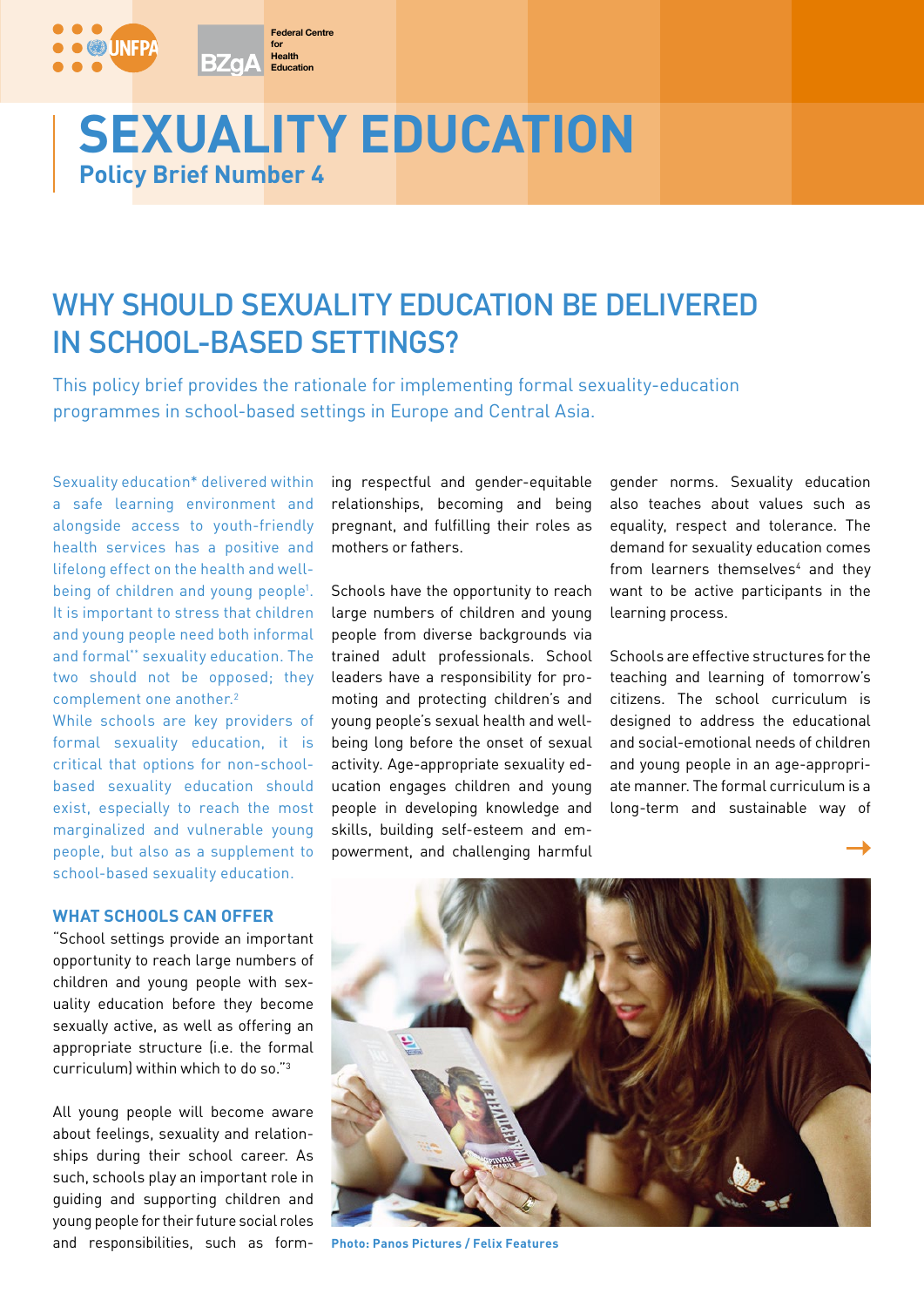# SEXUALITY EDUCATION

**Policy Brief Number 4**

## WHY SHOULD SEXUALITY EDUCATION BE DELIVERED IN SCHOOL-BASED SETTINGS?

This policy brief provides the rationale for implementing formal sexuality-education programmes in school-based settings in Europe and Central Asia.

Sexuality education* delivered within a safe learning environment and alongside access to youth-friendly health services has a positive and lifelong effect on the health and well-being of children and young people[1]. It is important to stress that children and young people need both informal and formal** sexuality education. The two should not be opposed; they complement one another.[2]

While schools are key providers of formal sexuality education, it is critical that options for non-school-based sexuality education should exist, especially to reach the most marginalized and vulnerable young people, but also as a supplement to school-based sexuality education.

### WHAT SCHOOLS CAN OFFER

"School settings provide an important opportunity to reach large numbers of children and young people with sexuality education before they become sexually active, as well as offering an appropriate structure (i.e. the formal curriculum) within which to do so."[3]

All young people will become aware about feelings, sexuality and relationships during their school career. As such, schools play an important role in guiding and supporting children and young people for their future social roles and responsibilities, such as forming respectful and gender-equitable relationships, becoming and being pregnant, and fulfilling their roles as mothers or fathers.

Schools have the opportunity to reach large numbers of children and young people from diverse backgrounds via trained adult professionals. School leaders have a responsibility for promoting and protecting children's and young people's sexual health and well-being long before the onset of sexual activity. Age-appropriate sexuality education engages children and young people in developing knowledge and skills, building self-esteem and empowerment, and challenging harmful gender norms. Sexuality education also teaches about values such as equality, respect and tolerance. The demand for sexuality education comes from learners themselves[4] and they want to be active participants in the learning process.

Schools are effective structures for the teaching and learning of tomorrow's citizens. The school curriculum is designed to address the educational and social-emotional needs of children and young people in an age-appropriate manner. The formal curriculum is a long-term and sustainable way of

Photo: Panos Pictures / Felix Features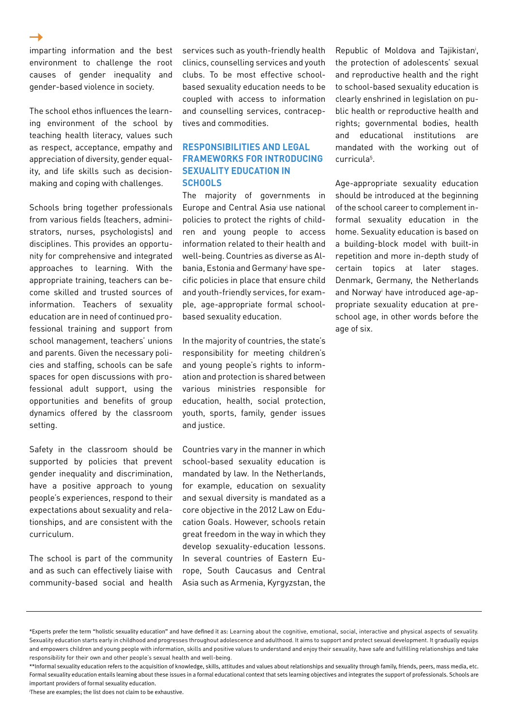imparting information and the best environment to challenge the root causes of gender inequality and gender-based violence in society.

The school ethos influences the learning environment of the school by teaching health literacy, values such as respect, acceptance, empathy and appreciation of diversity, gender equality, and life skills such as decision-making and coping with challenges.

Schools bring together professionals from various fields (teachers, administrators, nurses, psychologists) and disciplines. This provides an opportunity for comprehensive and integrated approaches to learning. With the appropriate training, teachers can become skilled and trusted sources of information. Teachers of sexuality education are in need of continued professional training and support from school management, teachers' unions and parents. Given the necessary policies and staffing, schools can be safe spaces for open discussions with professional adult support, using the opportunities and benefits of group dynamics offered by the classroom setting.

Safety in the classroom should be supported by policies that prevent gender inequality and discrimination, have a positive approach to young people's experiences, respond to their expectations about sexuality and relationships, and are consistent with the curriculum.

The school is part of the community and as such can effectively liaise with community-based social and health services such as youth-friendly health clinics, counselling services and youth clubs. To be most effective school-based sexuality education needs to be coupled with access to information and counselling services, contraceptives and commodities.

## RESPONSIBILITIES AND LEGAL FRAMEWORKS FOR INTRODUCING SEXUALITY EDUCATION IN SCHOOLS

The majority of governments in Europe and Central Asia use national policies to protect the rights of children and young people to access information related to their health and well-being. Countries as diverse as Albania, Estonia and Germany[i] have specific policies in place that ensure child and youth-friendly services, for example, age-appropriate formal school-based sexuality education.

In the majority of countries, the state's responsibility for meeting children's and young people's rights to information and protection is shared between various ministries responsible for education, health, social protection, youth, sports, family, gender issues and justice.

Countries vary in the manner in which school-based sexuality education is mandated by law. In the Netherlands, for example, education on sexuality and sexual diversity is mandated as a core objective in the 2012 Law on Education Goals. However, schools retain great freedom in the way in which they develop sexuality-education lessons. In several countries of Eastern Europe, South Caucasus and Central Asia such as Armenia, Kyrgyzstan, the Republic of Moldova and Tajikistan[i], the protection of adolescents' sexual and reproductive health and the right to school-based sexuality education is clearly enshrined in legislation on public health or reproductive health and rights; governmental bodies, health and educational institutions are mandated with the working out of curricula[5].

Age-appropriate sexuality education should be introduced at the beginning of the school career to complement informal sexuality education in the home. Sexuality education is based on a building-block model with built-in repetition and more in-depth study of certain topics at later stages. Denmark, Germany, the Netherlands and Norway[i] have introduced age-appropriate sexuality education at pre-school age, in other words before the age of six.

---

*Experts prefer the term "holistic sexuality education" and have defined it as: Learning about the cognitive, emotional, social, interactive and physical aspects of sexuality. Sexuality education starts early in childhood and progresses throughout adolescence and adulthood. It aims to support and protect sexual development. It gradually equips and empowers children and young people with information, skills and positive values to understand and enjoy their sexuality, have safe and fulfilling relationships and take responsibility for their own and other people's sexual health and well-being.

**Informal sexuality education refers to the acquisition of knowledge, skills, attitudes and values about relationships and sexuality through family, friends, peers, mass media, etc. Formal sexuality education entails learning about these issues in a formal educational context that sets learning objectives and integrates the support of professionals. Schools are important providers of formal sexuality education.

[i]These are examples; the list does not claim to be exhaustive.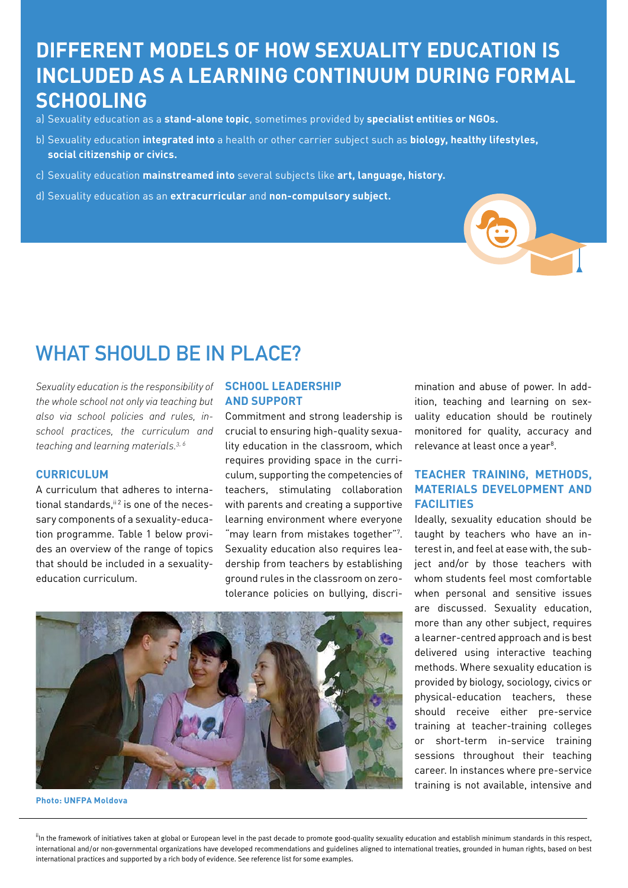## DIFFERENT MODELS OF HOW SEXUALITY EDUCATION IS INCLUDED AS A LEARNING CONTINUUM DURING FORMAL SCHOOLING

a) Sexuality education as a **stand-alone topic**, sometimes provided by **specialist entities or NGOs.**

b) Sexuality education **integrated into** a health or other carrier subject such as **biology, healthy lifestyles, social citizenship or civics.**

c) Sexuality education **mainstreamed into** several subjects like **art, language, history.**

d) Sexuality education as an **extracurricular** and **non-compulsory subject.**

# WHAT SHOULD BE IN PLACE?

*Sexuality education is the responsibility of the whole school not only via teaching but also via school policies and rules, in-school practices, the curriculum and teaching and learning materials.*[3, 6]

### CURRICULUM

A curriculum that adheres to international standards,[ii 2] is one of the necessary components of a sexuality-education programme. Table 1 below provides an overview of the range of topics that should be included in a sexuality-education curriculum.

### SCHOOL LEADERSHIP AND SUPPORT

Commitment and strong leadership is crucial to ensuring high-quality sexuality education in the classroom, which requires providing space in the curriculum, supporting the competencies of teachers, stimulating collaboration with parents and creating a supportive learning environment where everyone "may learn from mistakes together"[7]. Sexuality education also requires leadership from teachers by establishing ground rules in the classroom on zero-tolerance policies on bullying, discrimination and abuse of power. In addition, teaching and learning on sexuality education should be routinely monitored for quality, accuracy and relevance at least once a year[8].

### TEACHER TRAINING, METHODS, MATERIALS DEVELOPMENT AND FACILITIES

Ideally, sexuality education should be taught by teachers who have an interest in, and feel at ease with, the subject and/or by those teachers with whom students feel most comfortable when personal and sensitive issues are discussed. Sexuality education, more than any other subject, requires a learner-centred approach and is best delivered using interactive teaching methods. Where sexuality education is provided by biology, sociology, civics or physical-education teachers, these should receive either pre-service training at teacher-training colleges or short-term in-service training sessions throughout their teaching career. In instances where pre-service training is not available, intensive and

**Photo: UNFPA Moldova**

---

[ii] In the framework of initiatives taken at global or European level in the past decade to promote good-quality sexuality education and establish minimum standards in this respect, international and/or non-governmental organizations have developed recommendations and guidelines aligned to international treaties, grounded in human rights, based on best international practices and supported by a rich body of evidence. See reference list for some examples.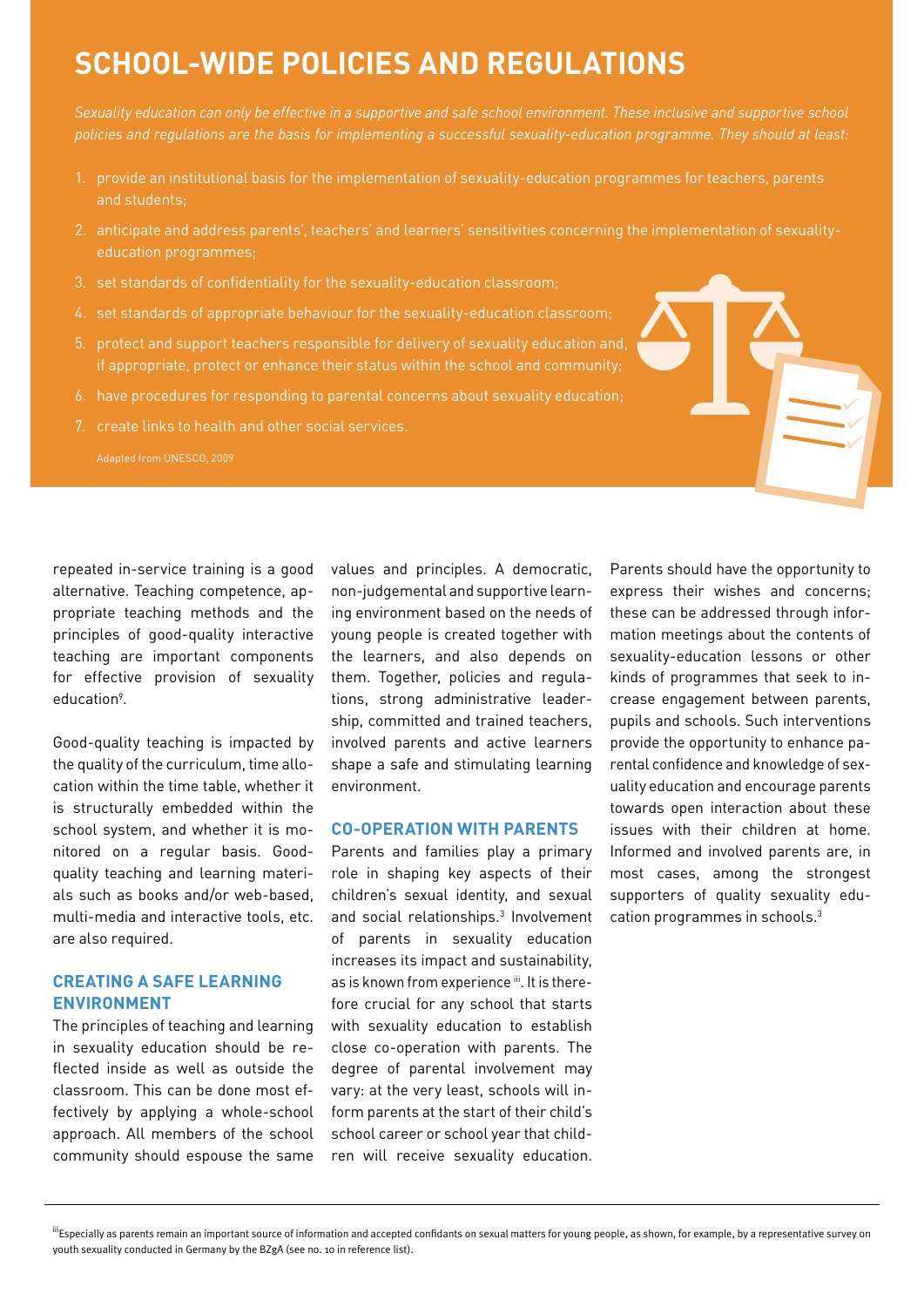## SCHOOL-WIDE POLICIES AND REGULATIONS

*Sexuality education can only be effective in a supportive and safe school environment. These inclusive and supportive school policies and regulations are the basis for implementing a successful sexuality-education programme. They should at least:*

1. provide an institutional basis for the implementation of sexuality-education programmes for teachers, parents and students;
2. anticipate and address parents', teachers' and learners' sensitivities concerning the implementation of sexuality-education programmes;
3. set standards of confidentiality for the sexuality-education classroom;
4. set standards of appropriate behaviour for the sexuality-education classroom;
5. protect and support teachers responsible for delivery of sexuality education and, if appropriate, protect or enhance their status within the school and community;
6. have procedures for responding to parental concerns about sexuality education;
7. create links to health and other social services.

Adapted from UNESCO, 2009

repeated in-service training is a good alternative. Teaching competence, appropriate teaching methods and the principles of good-quality interactive teaching are important components for effective provision of sexuality education[9].

Good-quality teaching is impacted by the quality of the curriculum, time allocation within the time table, whether it is structurally embedded within the school system, and whether it is monitored on a regular basis. Good-quality teaching and learning materials such as books and/or web-based, multi-media and interactive tools, etc. are also required.

### CREATING A SAFE LEARNING ENVIRONMENT

The principles of teaching and learning in sexuality education should be reflected inside as well as outside the classroom. This can be done most effectively by applying a whole-school approach. All members of the school community should espouse the same values and principles. A democratic, non-judgemental and supportive learning environment based on the needs of young people is created together with the learners, and also depends on them. Together, policies and regulations, strong administrative leadership, committed and trained teachers, involved parents and active learners shape a safe and stimulating learning environment.

### CO-OPERATION WITH PARENTS

Parents and families play a primary role in shaping key aspects of their children's sexual identity, and sexual and social relationships.[3] Involvement of parents in sexuality education increases its impact and sustainability, as is known from experience[iii]. It is therefore crucial for any school that starts with sexuality education to establish close co-operation with parents. The degree of parental involvement may vary: at the very least, schools will inform parents at the start of their child's school career or school year that children will receive sexuality education. Parents should have the opportunity to express their wishes and concerns; these can be addressed through information meetings about the contents of sexuality-education lessons or other kinds of programmes that seek to increase engagement between parents, pupils and schools. Such interventions provide the opportunity to enhance parental confidence and knowledge of sexuality education and encourage parents towards open interaction about these issues with their children at home. Informed and involved parents are, in most cases, among the strongest supporters of quality sexuality education programmes in schools.[3]

---

[iii] Especially as parents remain an important source of information and accepted confidants on sexual matters for young people, as shown, for example, by a representative survey on youth sexuality conducted in Germany by the BZgA (see no. 10 in reference list).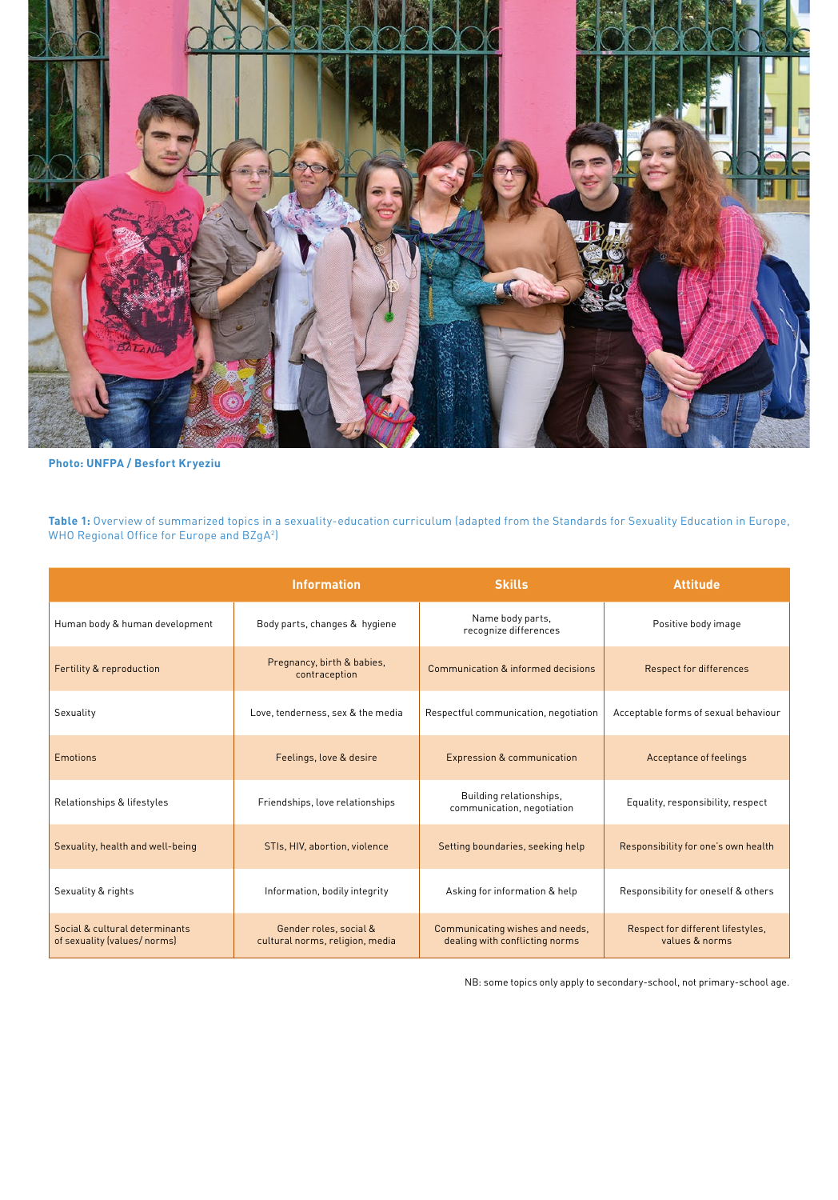Photo: UNFPA / Besfort Kryeziu

**Table 1:** Overview of summarized topics in a sexuality-education curriculum (adapted from the Standards for Sexuality Education in Europe, WHO Regional Office for Europe and BZgA[2])

| | Information | Skills | Attitude |
|---|---|---|---|
| Human body & human development | Body parts, changes & hygiene | Name body parts, recognize differences | Positive body image |
| Fertility & reproduction | Pregnancy, birth & babies, contraception | Communication & informed decisions | Respect for differences |
| Sexuality | Love, tenderness, sex & the media | Respectful communication, negotiation | Acceptable forms of sexual behaviour |
| Emotions | Feelings, love & desire | Expression & communication | Acceptance of feelings |
| Relationships & lifestyles | Friendships, love relationships | Building relationships, communication, negotiation | Equality, responsibility, respect |
| Sexuality, health and well-being | STIs, HIV, abortion, violence | Setting boundaries, seeking help | Responsibility for one's own health |
| Sexuality & rights | Information, bodily integrity | Asking for information & help | Responsibility for oneself & others |
| Social & cultural determinants of sexuality (values/ norms) | Gender roles, social & cultural norms, religion, media | Communicating wishes and needs, dealing with conflicting norms | Respect for different lifestyles, values & norms |

NB: some topics only apply to secondary-school, not primary-school age.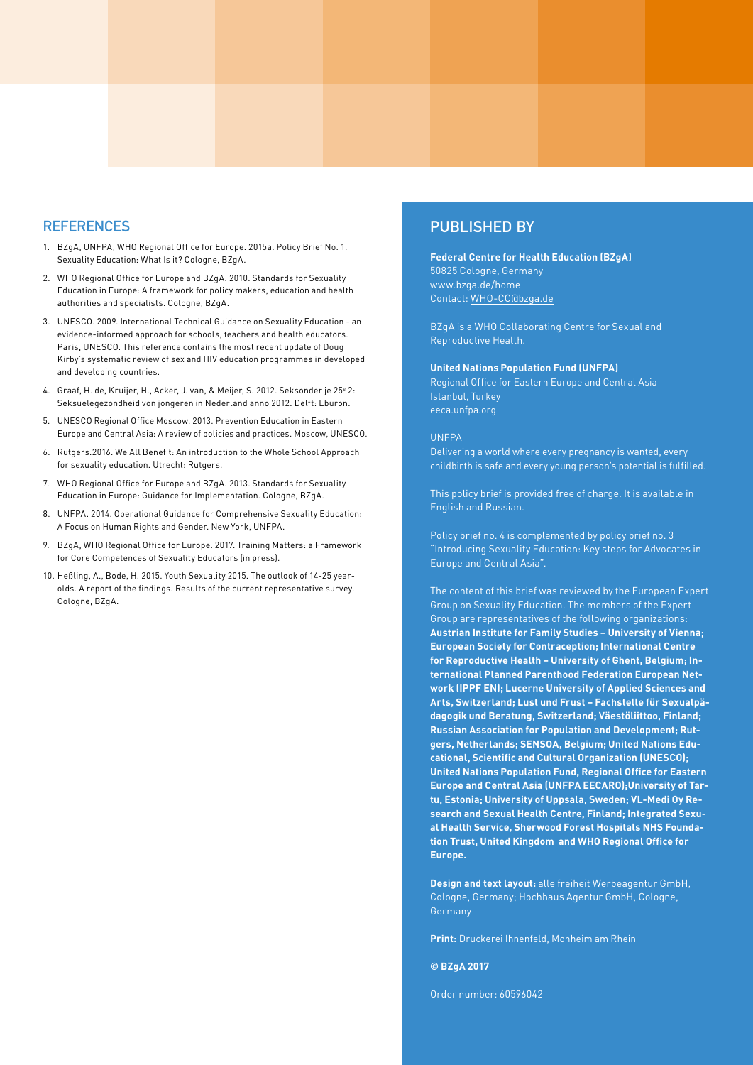## REFERENCES

1. BZgA, UNFPA, WHO Regional Office for Europe. 2015a. Policy Brief No. 1. Sexuality Education: What Is it? Cologne, BZgA.
2. WHO Regional Office for Europe and BZgA. 2010. Standards for Sexuality Education in Europe: A framework for policy makers, education and health authorities and specialists. Cologne, BZgA.
3. UNESCO. 2009. International Technical Guidance on Sexuality Education - an evidence-informed approach for schools, teachers and health educators. Paris, UNESCO. This reference contains the most recent update of Doug Kirby's systematic review of sex and HIV education programmes in developed and developing countries.
4. Graaf, H. de, Kruijer, H., Acker, J. van, & Meijer, S. 2012. Seksonder je 25e 2: Seksuelegezondheid von jongeren in Nederland anno 2012. Delft: Eburon.
5. UNESCO Regional Office Moscow. 2013. Prevention Education in Eastern Europe and Central Asia: A review of policies and practices. Moscow, UNESCO.
6. Rutgers.2016. We All Benefit: An introduction to the Whole School Approach for sexuality education. Utrecht: Rutgers.
7. WHO Regional Office for Europe and BZgA. 2013. Standards for Sexuality Education in Europe: Guidance for Implementation. Cologne, BZgA.
8. UNFPA. 2014. Operational Guidance for Comprehensive Sexuality Education: A Focus on Human Rights and Gender. New York, UNFPA.
9. BZgA, WHO Regional Office for Europe. 2017. Training Matters: a Framework for Core Competences of Sexuality Educators (in press).
10. Heßling, A., Bode, H. 2015. Youth Sexuality 2015. The outlook of 14-25 year-olds. A report of the findings. Results of the current representative survey. Cologne, BZgA.

## PUBLISHED BY

**Federal Centre for Health Education (BZgA)**
50825 Cologne, Germany
www.bzga.de/home
Contact: WHO-CC@bzga.de

BZgA is a WHO Collaborating Centre for Sexual and Reproductive Health.

**United Nations Population Fund (UNFPA)**
Regional Office for Eastern Europe and Central Asia
Istanbul, Turkey
eeca.unfpa.org

UNFPA
Delivering a world where every pregnancy is wanted, every childbirth is safe and every young person's potential is fulfilled.

This policy brief is provided free of charge. It is available in English and Russian.

Policy brief no. 4 is complemented by policy brief no. 3 "Introducing Sexuality Education: Key steps for Advocates in Europe and Central Asia".

The content of this brief was reviewed by the European Expert Group on Sexuality Education. The members of the Expert Group are representatives of the following organizations: **Austrian Institute for Family Studies – University of Vienna; European Society for Contraception; International Centre for Reproductive Health – University of Ghent, Belgium; International Planned Parenthood Federation European Network (IPPF EN); Lucerne University of Applied Sciences and Arts, Switzerland; Lust und Frust – Fachstelle für Sexualpädagogik und Beratung, Switzerland; Väestöliittoo, Finland; Russian Association for Population and Development; Rutgers, Netherlands; SENSOA, Belgium; United Nations Educational, Scientific and Cultural Organization (UNESCO); United Nations Population Fund, Regional Office for Eastern Europe and Central Asia (UNFPA EECARO);University of Tartu, Estonia; University of Uppsala, Sweden; VL-Medi Oy Research and Sexual Health Centre, Finland; Integrated Sexual Health Service, Sherwood Forest Hospitals NHS Foundation Trust, United Kingdom and WHO Regional Office for Europe.**

**Design and text layout:** alle freiheit Werbeagentur GmbH, Cologne, Germany; Hochhaus Agentur GmbH, Cologne, Germany

**Print:** Druckerei Ihnenfeld, Monheim am Rhein

**© BZgA 2017**

Order number: 60596042